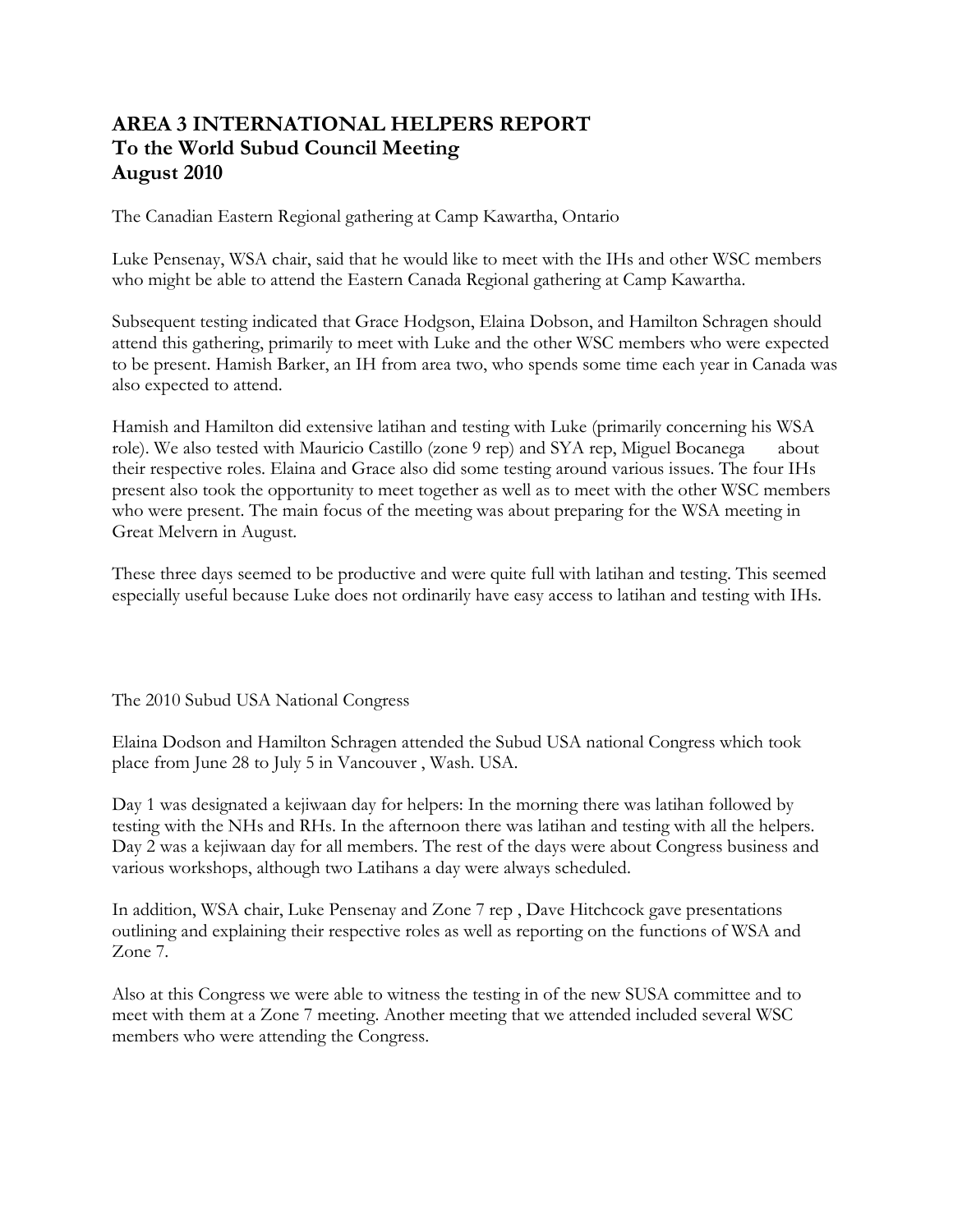**AREA 3 INTERNATIONAL HELPERS REPORT**
**To the World Subud Council Meeting**
**August 2010**

The Canadian Eastern Regional gathering at Camp Kawartha, Ontario

Luke Pensenay, WSA chair, said that he would like to meet with the IHs and other WSC members who might be able to attend the Eastern Canada Regional gathering at Camp Kawartha.

Subsequent testing indicated that Grace Hodgson, Elaina Dobson, and Hamilton Schragen should attend this gathering, primarily to meet with Luke and the other WSC members who were expected to be present. Hamish Barker, an IH from area two, who spends some time each year in Canada was also expected to attend.

Hamish and Hamilton did extensive latihan and testing with Luke (primarily concerning his WSA role). We also tested with Mauricio Castillo (zone 9 rep) and SYA rep, Miguel Bocanega about their respective roles. Elaina and Grace also did some testing around various issues. The four IHs present also took the opportunity to meet together as well as to meet with the other WSC members who were present. The main focus of the meeting was about preparing for the WSA meeting in Great Melvern in August.

These three days seemed to be productive and were quite full with latihan and testing. This seemed especially useful because Luke does not ordinarily have easy access to latihan and testing with IHs.

The 2010 Subud USA National Congress

Elaina Dodson and Hamilton Schragen attended the Subud USA national Congress which took place from June 28 to July 5 in Vancouver , Wash. USA.

Day 1 was designated a kejiwaan day for helpers: In the morning there was latihan followed by testing with the NHs and RHs. In the afternoon there was latihan and testing with all the helpers. Day 2 was a kejiwaan day for all members. The rest of the days were about Congress business and various workshops, although two Latihans a day were always scheduled.

In addition, WSA chair, Luke Pensenay and Zone 7 rep , Dave Hitchcock gave presentations outlining and explaining their respective roles as well as reporting on the functions of WSA and Zone 7.

Also at this Congress we were able to witness the testing in of the new SUSA committee and to meet with them at a Zone 7 meeting. Another meeting that we attended included several WSC members who were attending the Congress.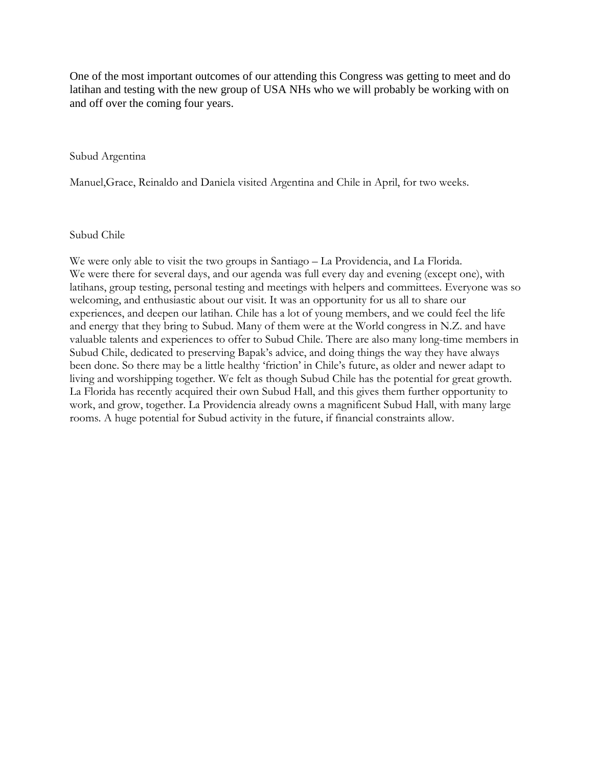One of the most important outcomes of our attending this Congress was getting to meet and do latihan and testing with the new group of USA NHs who we will probably be working with on and off over the coming four years.

## Subud Argentina

Manuel,Grace, Reinaldo and Daniela visited Argentina and Chile in April, for two weeks.

## Subud Chile

We were only able to visit the two groups in Santiago – La Providencia, and La Florida.
We were there for several days, and our agenda was full every day and evening (except one), with latihans, group testing, personal testing and meetings with helpers and committees. Everyone was so welcoming, and enthusiastic about our visit. It was an opportunity for us all to share our experiences, and deepen our latihan. Chile has a lot of young members, and we could feel the life and energy that they bring to Subud. Many of them were at the World congress in N.Z. and have valuable talents and experiences to offer to Subud Chile. There are also many long-time members in Subud Chile, dedicated to preserving Bapak's advice, and doing things the way they have always been done. So there may be a little healthy 'friction' in Chile's future, as older and newer adapt to living and worshipping together. We felt as though Subud Chile has the potential for great growth. La Florida has recently acquired their own Subud Hall, and this gives them further opportunity to work, and grow, together. La Providencia already owns a magnificent Subud Hall, with many large rooms. A huge potential for Subud activity in the future, if financial constraints allow.